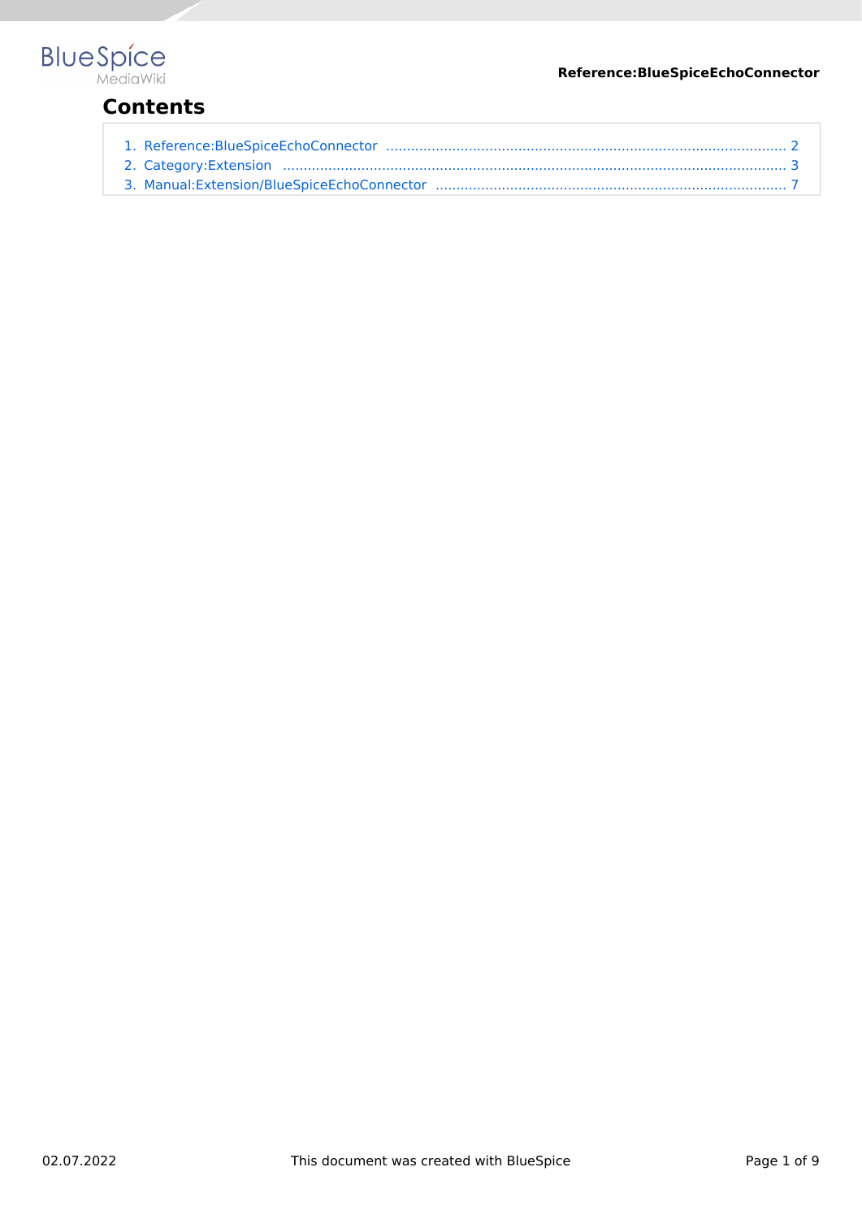## Contents

1. Reference:BlueSpiceEchoConnector ........................................................................................ 2
2. Category:Extension .................................................................................................................. 3
3. Manual:Extension/BlueSpiceEchoConnector ........................................................................... 7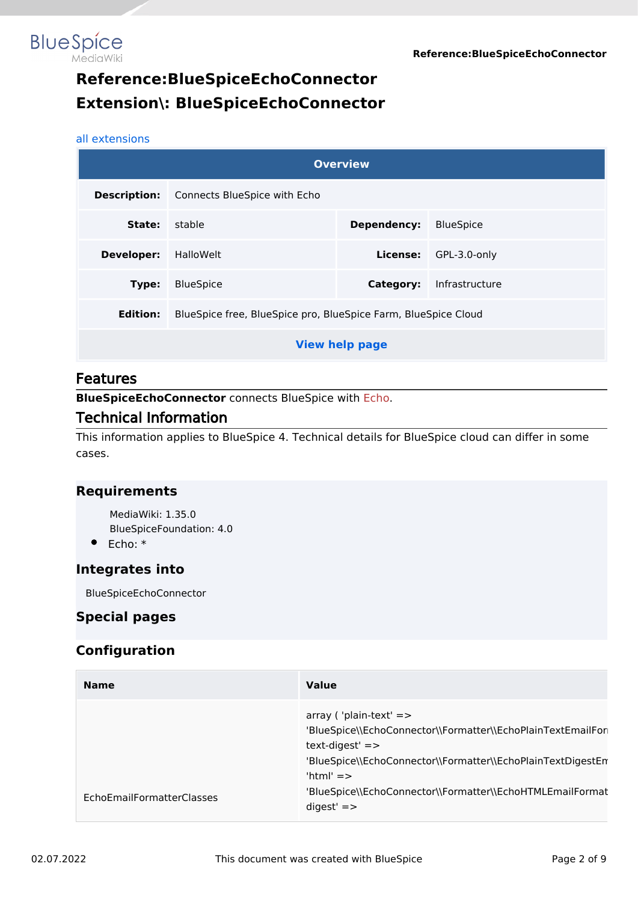# Reference:BlueSpiceEchoConnector

# Extension\: BlueSpiceEchoConnector

all extensions

| Overview | | | |
|---|---|---|---|
| **Description:** | Connects BlueSpice with Echo | | |
| **State:** | stable | **Dependency:** | BlueSpice |
| **Developer:** | HalloWelt | **License:** | GPL-3.0-only |
| **Type:** | BlueSpice | **Category:** | Infrastructure |
| **Edition:** | BlueSpice free, BlueSpice pro, BlueSpice Farm, BlueSpice Cloud | | |
| **View help page** | | | |

## Features

**BlueSpiceEchoConnector** connects BlueSpice with Echo.

## Technical Information

This information applies to BlueSpice 4. Technical details for BlueSpice cloud can differ in some cases.

### Requirements

MediaWiki: 1.35.0
BlueSpiceFoundation: 4.0

- Echo: *

### Integrates into

BlueSpiceEchoConnector

### Special pages

### Configuration

| Name | Value |
|---|---|
| EchoEmailFormatterClasses | array ( 'plain-text' => 'BlueSpice\\EchoConnector\\Formatter\\EchoPlainTextEmailFor text-digest' => 'BlueSpice\\EchoConnector\\Formatter\\EchoPlainTextDigestEm 'html' => 'BlueSpice\\EchoConnector\\Formatter\\EchoHTMLEmailFormat digest' => |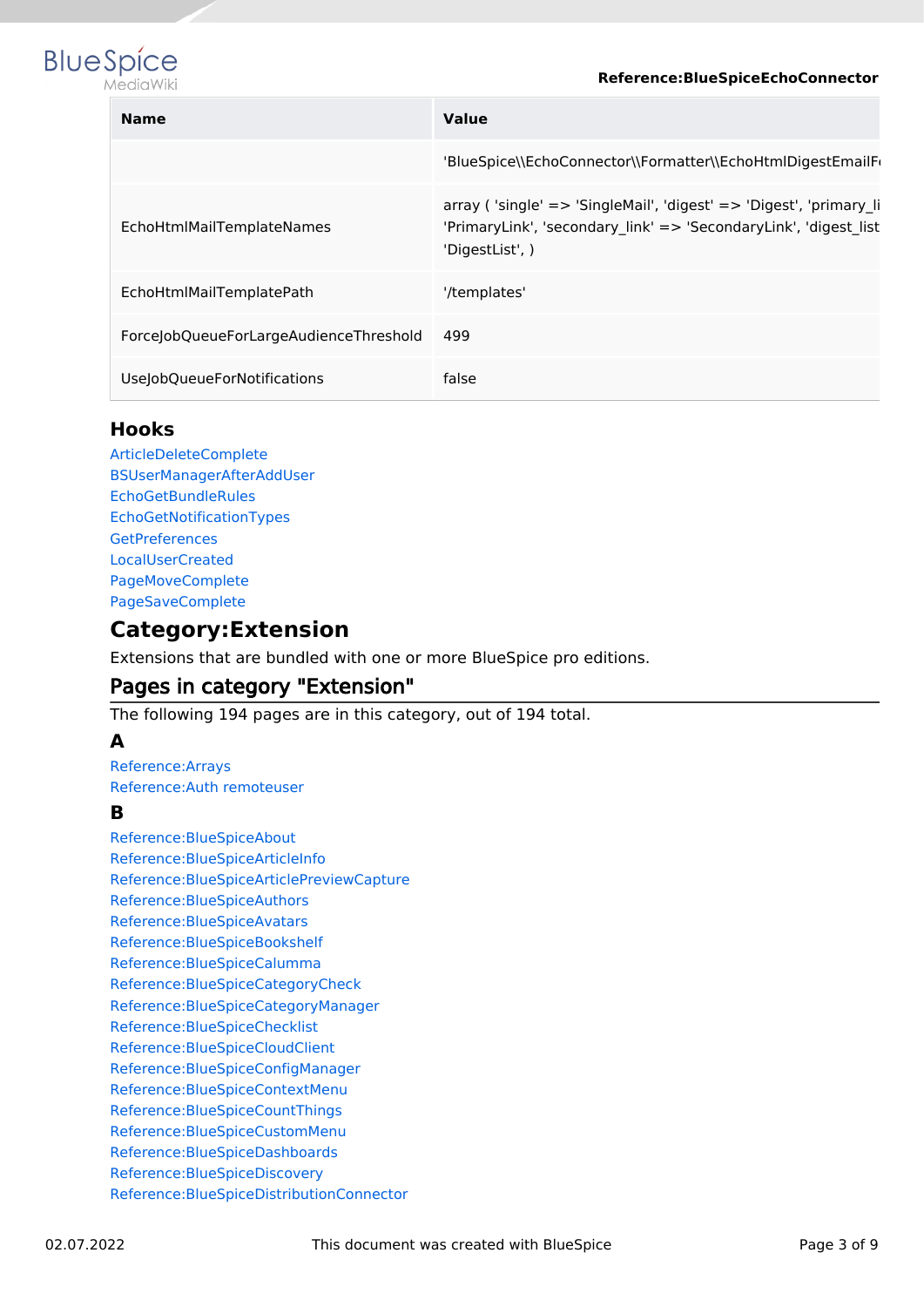| Name | Value |
|---|---|
| | 'BlueSpice\\EchoConnector\\Formatter\\EchoHtmlDigestEmailF |
| EchoHtmlMailTemplateNames | array ( 'single' => 'SingleMail', 'digest' => 'Digest', 'primary_li 'PrimaryLink', 'secondary_link' => 'SecondaryLink', 'digest_list 'DigestList', ) |
| EchoHtmlMailTemplatePath | '/templates' |
| ForceJobQueueForLargeAudienceThreshold | 499 |
| UseJobQueueForNotifications | false |

### Hooks

ArticleDeleteComplete
BSUserManagerAfterAddUser
EchoGetBundleRules
EchoGetNotificationTypes
GetPreferences
LocalUserCreated
PageMoveComplete
PageSaveComplete

## Category:Extension

Extensions that are bundled with one or more BlueSpice pro editions.

## Pages in category "Extension"

The following 194 pages are in this category, out of 194 total.

### A

Reference:Arrays
Reference:Auth remoteuser

### B

Reference:BlueSpiceAbout
Reference:BlueSpiceArticleInfo
Reference:BlueSpiceArticlePreviewCapture
Reference:BlueSpiceAuthors
Reference:BlueSpiceAvatars
Reference:BlueSpiceBookshelf
Reference:BlueSpiceCalumma
Reference:BlueSpiceCategoryCheck
Reference:BlueSpiceCategoryManager
Reference:BlueSpiceChecklist
Reference:BlueSpiceCloudClient
Reference:BlueSpiceConfigManager
Reference:BlueSpiceContextMenu
Reference:BlueSpiceCountThings
Reference:BlueSpiceCustomMenu
Reference:BlueSpiceDashboards
Reference:BlueSpiceDiscovery
Reference:BlueSpiceDistributionConnector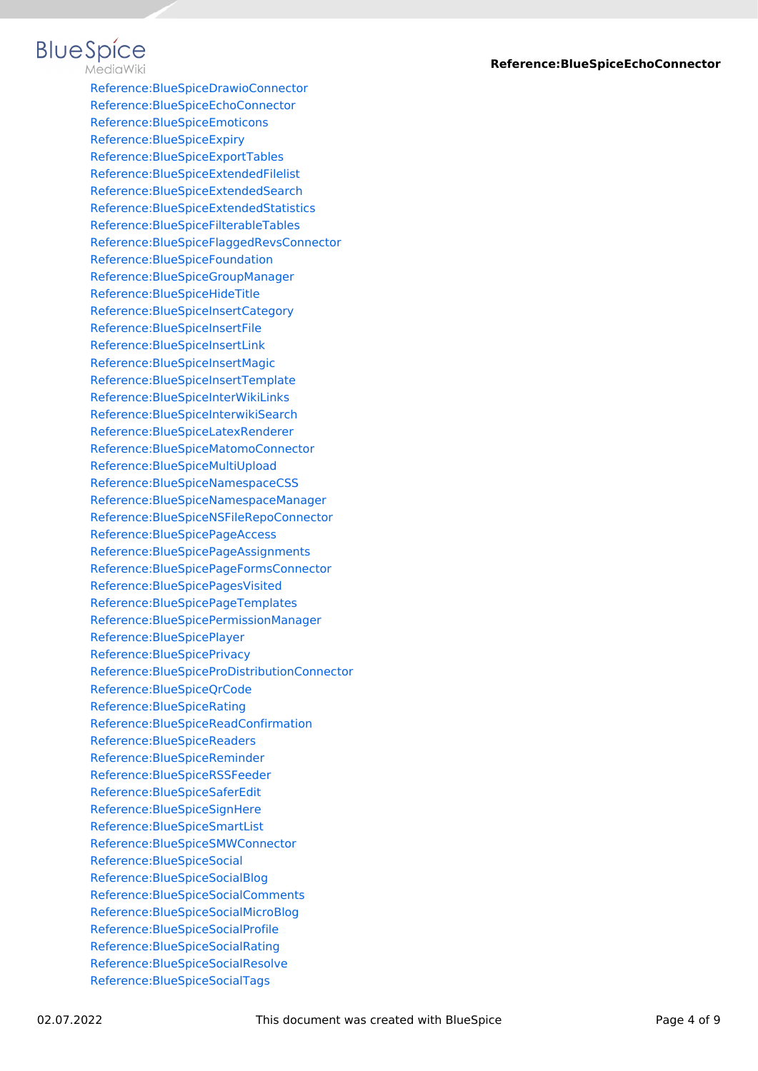- Reference:BlueSpiceDrawioConnector
- Reference:BlueSpiceEchoConnector
- Reference:BlueSpiceEmoticons
- Reference:BlueSpiceExpiry
- Reference:BlueSpiceExportTables
- Reference:BlueSpiceExtendedFilelist
- Reference:BlueSpiceExtendedSearch
- Reference:BlueSpiceExtendedStatistics
- Reference:BlueSpiceFilterableTables
- Reference:BlueSpiceFlaggedRevsConnector
- Reference:BlueSpiceFoundation
- Reference:BlueSpiceGroupManager
- Reference:BlueSpiceHideTitle
- Reference:BlueSpiceInsertCategory
- Reference:BlueSpiceInsertFile
- Reference:BlueSpiceInsertLink
- Reference:BlueSpiceInsertMagic
- Reference:BlueSpiceInsertTemplate
- Reference:BlueSpiceInterWikiLinks
- Reference:BlueSpiceInterwikiSearch
- Reference:BlueSpiceLatexRenderer
- Reference:BlueSpiceMatomoConnector
- Reference:BlueSpiceMultiUpload
- Reference:BlueSpiceNamespaceCSS
- Reference:BlueSpiceNamespaceManager
- Reference:BlueSpiceNSFileRepoConnector
- Reference:BlueSpicePageAccess
- Reference:BlueSpicePageAssignments
- Reference:BlueSpicePageFormsConnector
- Reference:BlueSpicePagesVisited
- Reference:BlueSpicePageTemplates
- Reference:BlueSpicePermissionManager
- Reference:BlueSpicePlayer
- Reference:BlueSpicePrivacy
- Reference:BlueSpiceProDistributionConnector
- Reference:BlueSpiceQrCode
- Reference:BlueSpiceRating
- Reference:BlueSpiceReadConfirmation
- Reference:BlueSpiceReaders
- Reference:BlueSpiceReminder
- Reference:BlueSpiceRSSFeeder
- Reference:BlueSpiceSaferEdit
- Reference:BlueSpiceSignHere
- Reference:BlueSpiceSmartList
- Reference:BlueSpiceSMWConnector
- Reference:BlueSpiceSocial
- Reference:BlueSpiceSocialBlog
- Reference:BlueSpiceSocialComments
- Reference:BlueSpiceSocialMicroBlog
- Reference:BlueSpiceSocialProfile
- Reference:BlueSpiceSocialRating
- Reference:BlueSpiceSocialResolve
- Reference:BlueSpiceSocialTags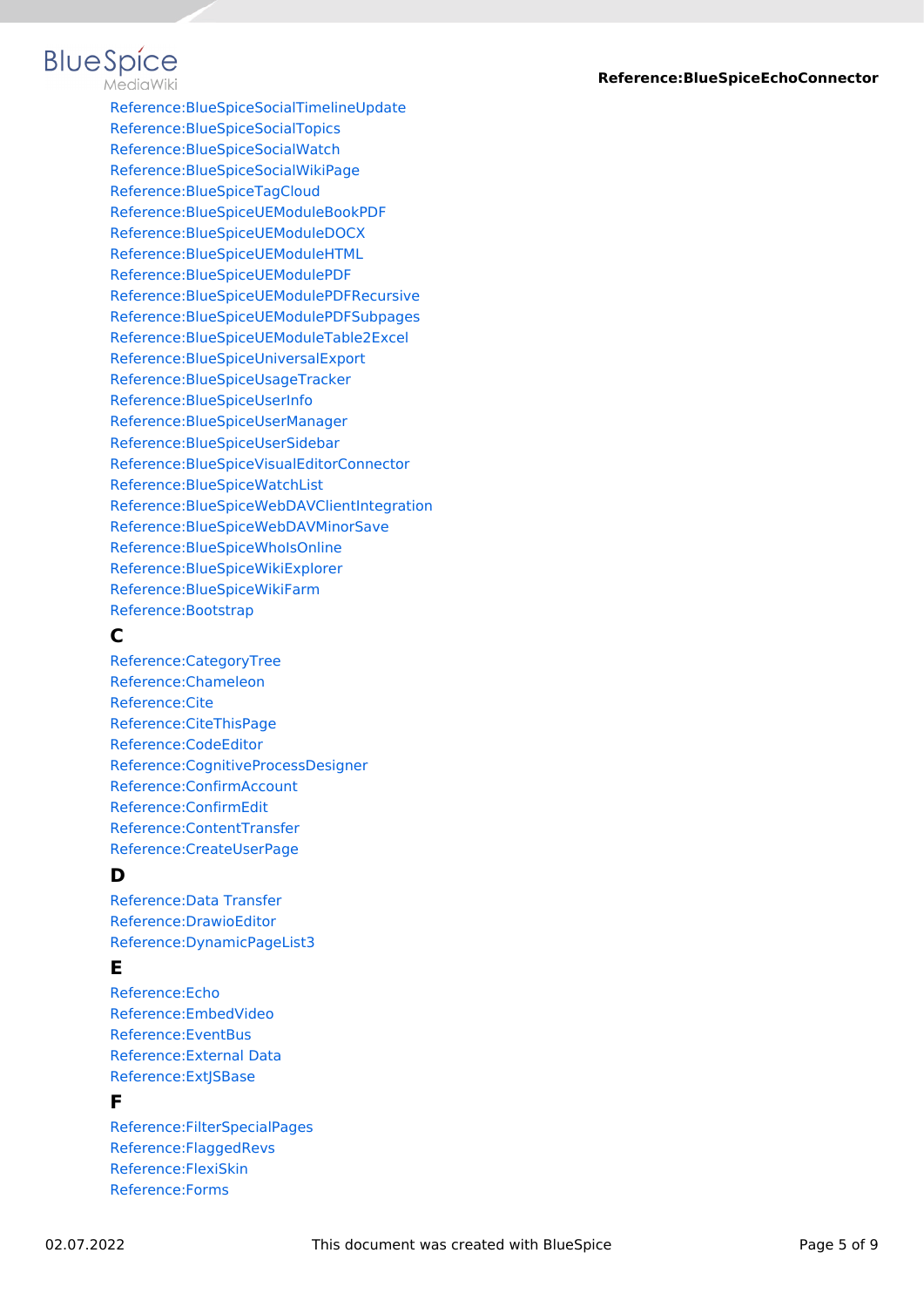Reference:BlueSpiceSocialTimelineUpdate
Reference:BlueSpiceSocialTopics
Reference:BlueSpiceSocialWatch
Reference:BlueSpiceSocialWikiPage
Reference:BlueSpiceTagCloud
Reference:BlueSpiceUEModuleBookPDF
Reference:BlueSpiceUEModuleDOCX
Reference:BlueSpiceUEModuleHTML
Reference:BlueSpiceUEModulePDF
Reference:BlueSpiceUEModulePDFRecursive
Reference:BlueSpiceUEModulePDFSubpages
Reference:BlueSpiceUEModuleTable2Excel
Reference:BlueSpiceUniversalExport
Reference:BlueSpiceUsageTracker
Reference:BlueSpiceUserInfo
Reference:BlueSpiceUserManager
Reference:BlueSpiceUserSidebar
Reference:BlueSpiceVisualEditorConnector
Reference:BlueSpiceWatchList
Reference:BlueSpiceWebDAVClientIntegration
Reference:BlueSpiceWebDAVMinorSave
Reference:BlueSpiceWhoIsOnline
Reference:BlueSpiceWikiExplorer
Reference:BlueSpiceWikiFarm
Reference:Bootstrap

### C

Reference:CategoryTree
Reference:Chameleon
Reference:Cite
Reference:CiteThisPage
Reference:CodeEditor
Reference:CognitiveProcessDesigner
Reference:ConfirmAccount
Reference:ConfirmEdit
Reference:ContentTransfer
Reference:CreateUserPage

### D

Reference:Data Transfer
Reference:DrawioEditor
Reference:DynamicPageList3

### E

Reference:Echo
Reference:EmbedVideo
Reference:EventBus
Reference:External Data
Reference:ExtJSBase

### F

Reference:FilterSpecialPages
Reference:FlaggedRevs
Reference:FlexiSkin
Reference:Forms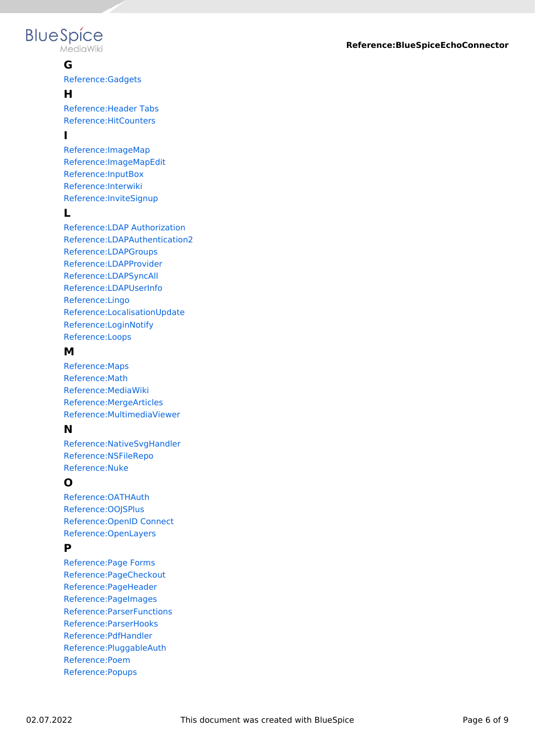## G

Reference:Gadgets

## H

Reference:Header Tabs
Reference:HitCounters

## I

Reference:ImageMap
Reference:ImageMapEdit
Reference:InputBox
Reference:Interwiki
Reference:InviteSignup

## L

Reference:LDAP Authorization
Reference:LDAPAuthentication2
Reference:LDAPGroups
Reference:LDAPProvider
Reference:LDAPSyncAll
Reference:LDAPUserInfo
Reference:Lingo
Reference:LocalisationUpdate
Reference:LoginNotify
Reference:Loops

## M

Reference:Maps
Reference:Math
Reference:MediaWiki
Reference:MergeArticles
Reference:MultimediaViewer

## N

Reference:NativeSvgHandler
Reference:NSFileRepo
Reference:Nuke

## O

Reference:OATHAuth
Reference:OOJSPlus
Reference:OpenID Connect
Reference:OpenLayers

## P

Reference:Page Forms
Reference:PageCheckout
Reference:PageHeader
Reference:PageImages
Reference:ParserFunctions
Reference:ParserHooks
Reference:PdfHandler
Reference:PluggableAuth
Reference:Poem
Reference:Popups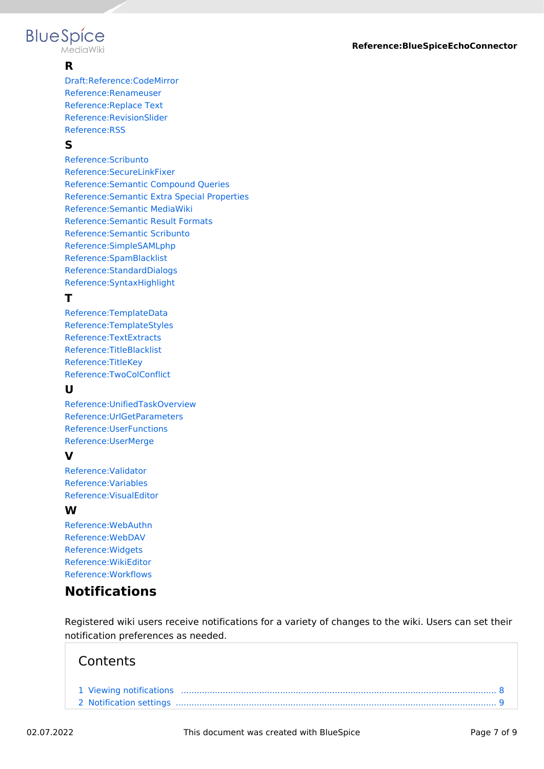**R**

Draft:Reference:CodeMirror
Reference:Renameuser
Reference:Replace Text
Reference:RevisionSlider
Reference:RSS

**S**

Reference:Scribunto
Reference:SecureLinkFixer
Reference:Semantic Compound Queries
Reference:Semantic Extra Special Properties
Reference:Semantic MediaWiki
Reference:Semantic Result Formats
Reference:Semantic Scribunto
Reference:SimpleSAMLphp
Reference:SpamBlacklist
Reference:StandardDialogs
Reference:SyntaxHighlight

**T**

Reference:TemplateData
Reference:TemplateStyles
Reference:TextExtracts
Reference:TitleBlacklist
Reference:TitleKey
Reference:TwoColConflict

**U**

Reference:UnifiedTaskOverview
Reference:UrlGetParameters
Reference:UserFunctions
Reference:UserMerge

**V**

Reference:Validator
Reference:Variables
Reference:VisualEditor

**W**

Reference:WebAuthn
Reference:WebDAV
Reference:Widgets
Reference:WikiEditor
Reference:Workflows

# Notifications

Registered wiki users receive notifications for a variety of changes to the wiki. Users can set their notification preferences as needed.

## Contents

1 Viewing notifications ........ 8
2 Notification settings ........ 9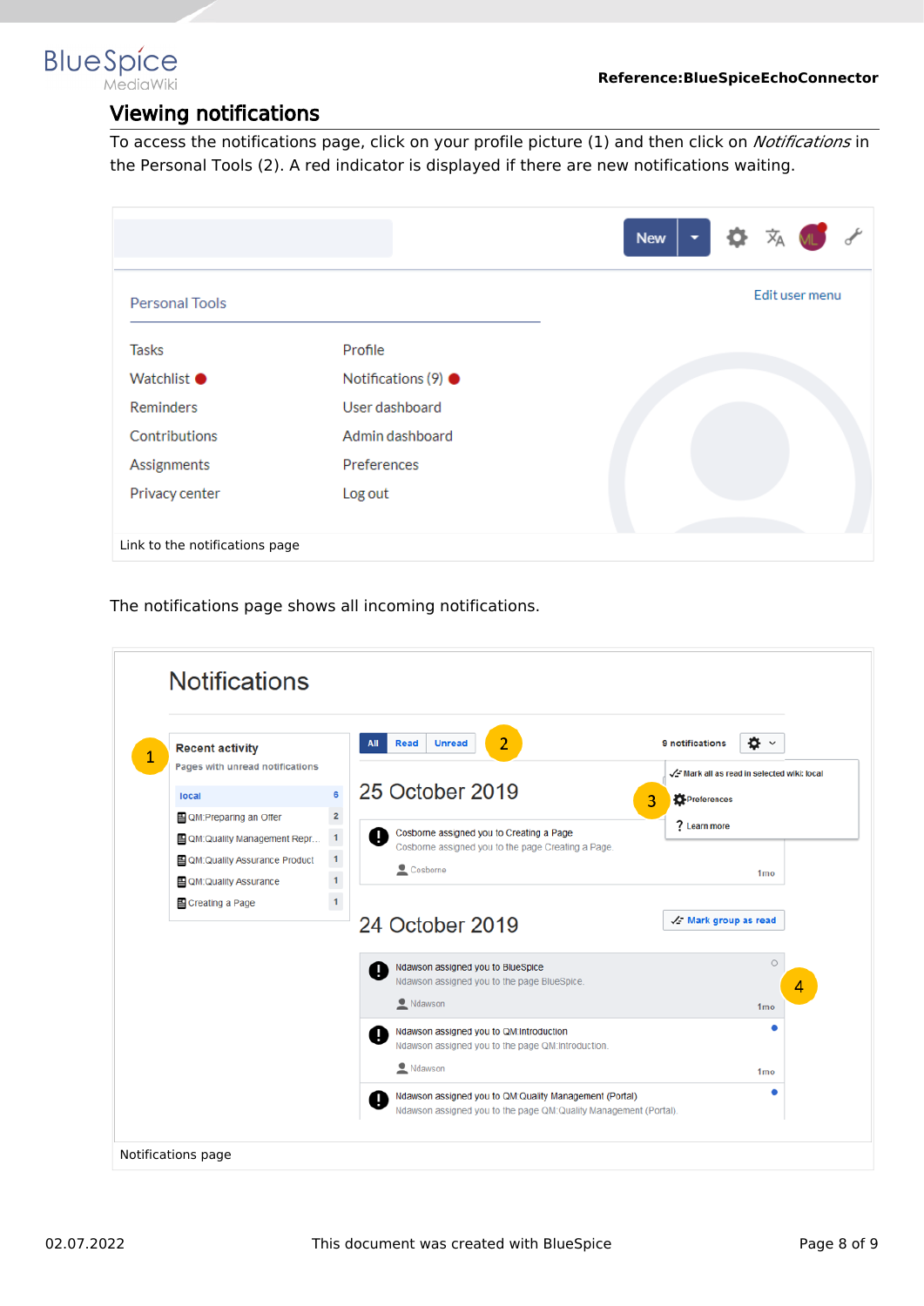## Viewing notifications

To access the notifications page, click on your profile picture (1) and then click on *Notifications* in the Personal Tools (2). A red indicator is displayed if there are new notifications waiting.

Link to the notifications page

The notifications page shows all incoming notifications.

Notifications page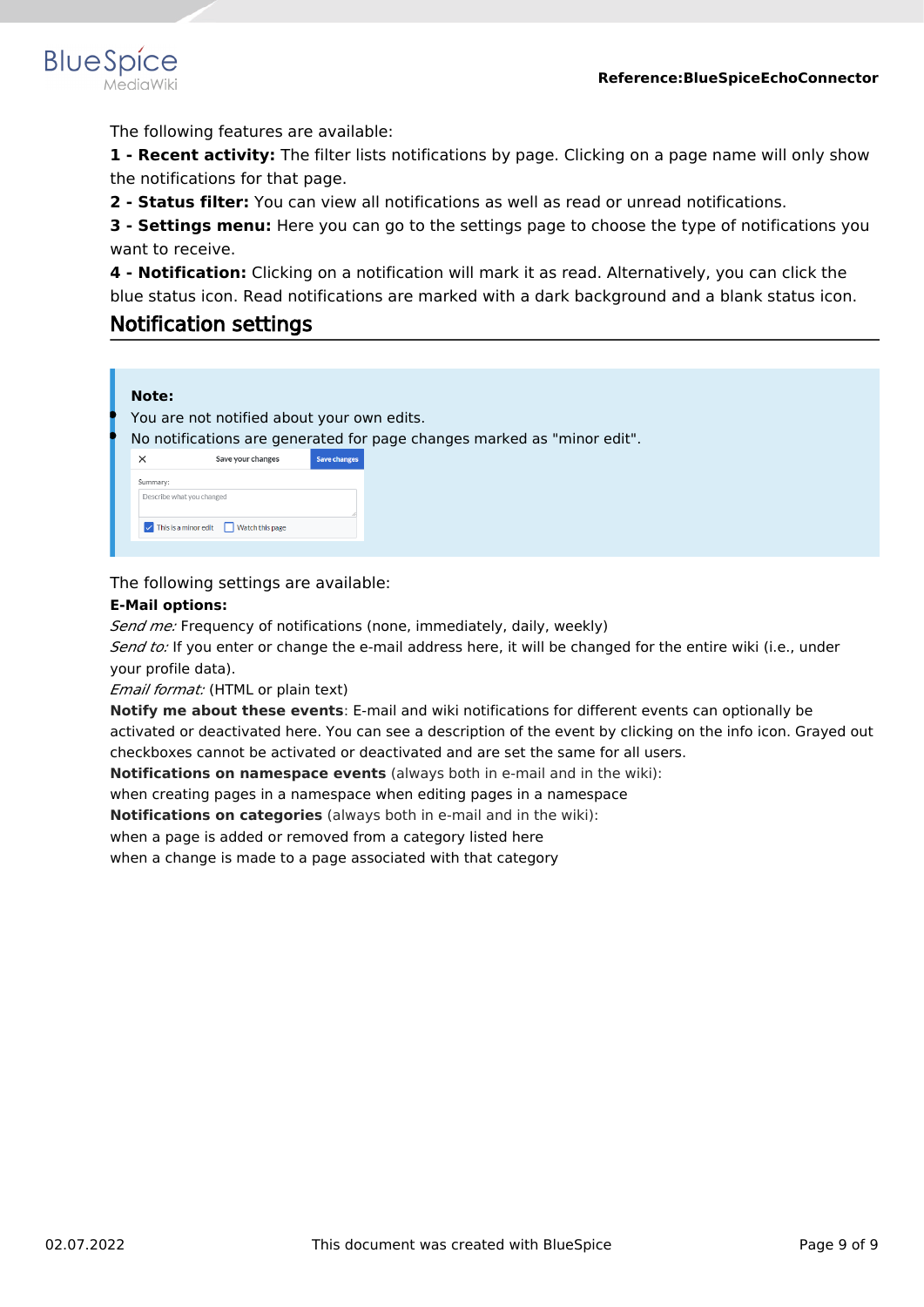The following features are available:

**1 - Recent activity:** The filter lists notifications by page. Clicking on a page name will only show the notifications for that page.

**2 - Status filter:** You can view all notifications as well as read or unread notifications.

**3 - Settings menu:** Here you can go to the settings page to choose the type of notifications you want to receive.

**4 - Notification:** Clicking on a notification will mark it as read. Alternatively, you can click the blue status icon. Read notifications are marked with a dark background and a blank status icon.

## Notification settings

> **Note:**
>
> - You are not notified about your own edits.
> - No notifications are generated for page changes marked as "minor edit".

The following settings are available:

**E-Mail options:**

*Send me:* Frequency of notifications (none, immediately, daily, weekly)

*Send to:* If you enter or change the e-mail address here, it will be changed for the entire wiki (i.e., under your profile data).

*Email format:* (HTML or plain text)

**Notify me about these events**: E-mail and wiki notifications for different events can optionally be activated or deactivated here. You can see a description of the event by clicking on the info icon. Grayed out checkboxes cannot be activated or deactivated and are set the same for all users.

**Notifications on namespace events** (always both in e-mail and in the wiki):

when creating pages in a namespace when editing pages in a namespace

**Notifications on categories** (always both in e-mail and in the wiki):

when a page is added or removed from a category listed here

when a change is made to a page associated with that category